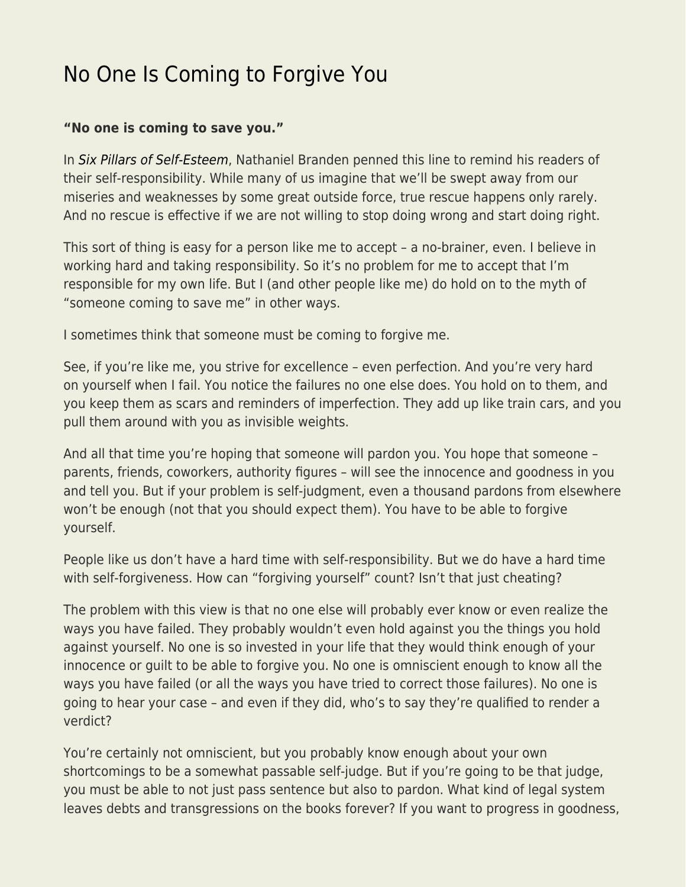# No One Is Coming to Forgive You

**“No one is coming to save you.”**

In *Six Pillars of Self-Esteem*, Nathaniel Branden penned this line to remind his readers of their self-responsibility. While many of us imagine that we’ll be swept away from our miseries and weaknesses by some great outside force, true rescue happens only rarely. And no rescue is effective if we are not willing to stop doing wrong and start doing right.

This sort of thing is easy for a person like me to accept – a no-brainer, even. I believe in working hard and taking responsibility. So it’s no problem for me to accept that I’m responsible for my own life. But I (and other people like me) do hold on to the myth of “someone coming to save me” in other ways.

I sometimes think that someone must be coming to forgive me.

See, if you’re like me, you strive for excellence – even perfection. And you’re very hard on yourself when I fail. You notice the failures no one else does. You hold on to them, and you keep them as scars and reminders of imperfection. They add up like train cars, and you pull them around with you as invisible weights.

And all that time you’re hoping that someone will pardon you. You hope that someone – parents, friends, coworkers, authority figures – will see the innocence and goodness in you and tell you. But if your problem is self-judgment, even a thousand pardons from elsewhere won’t be enough (not that you should expect them). You have to be able to forgive yourself.

People like us don’t have a hard time with self-responsibility. But we do have a hard time with self-forgiveness. How can “forgiving yourself” count? Isn’t that just cheating?

The problem with this view is that no one else will probably ever know or even realize the ways you have failed. They probably wouldn’t even hold against you the things you hold against yourself. No one is so invested in your life that they would think enough of your innocence or guilt to be able to forgive you. No one is omniscient enough to know all the ways you have failed (or all the ways you have tried to correct those failures). No one is going to hear your case – and even if they did, who’s to say they’re qualified to render a verdict?

You’re certainly not omniscient, but you probably know enough about your own shortcomings to be a somewhat passable self-judge. But if you’re going to be that judge, you must be able to not just pass sentence but also to pardon. What kind of legal system leaves debts and transgressions on the books forever? If you want to progress in goodness,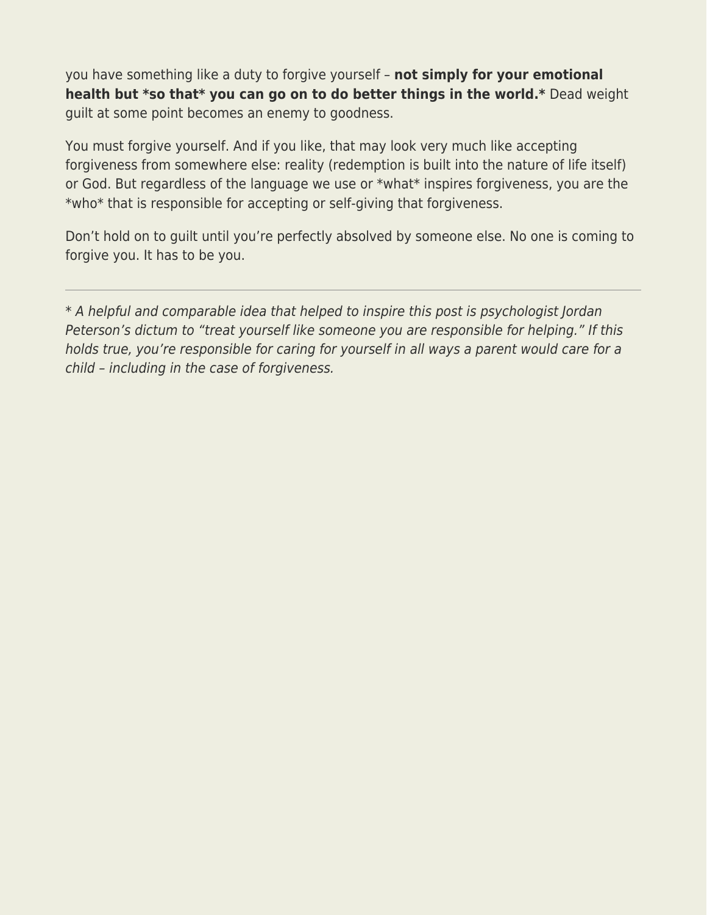you have something like a duty to forgive yourself – **not simply for your emotional health but *so that* you can go on to do better things in the world.*** Dead weight guilt at some point becomes an enemy to goodness.

You must forgive yourself. And if you like, that may look very much like accepting forgiveness from somewhere else: reality (redemption is built into the nature of life itself) or God. But regardless of the language we use or *what* inspires forgiveness, you are the *who* that is responsible for accepting or self-giving that forgiveness.

Don't hold on to guilt until you're perfectly absolved by someone else. No one is coming to forgive you. It has to be you.

---

** A helpful and comparable idea that helped to inspire this post is psychologist Jordan Peterson's dictum to "treat yourself like someone you are responsible for helping." If this holds true, you're responsible for caring for yourself in all ways a parent would care for a child – including in the case of forgiveness.*